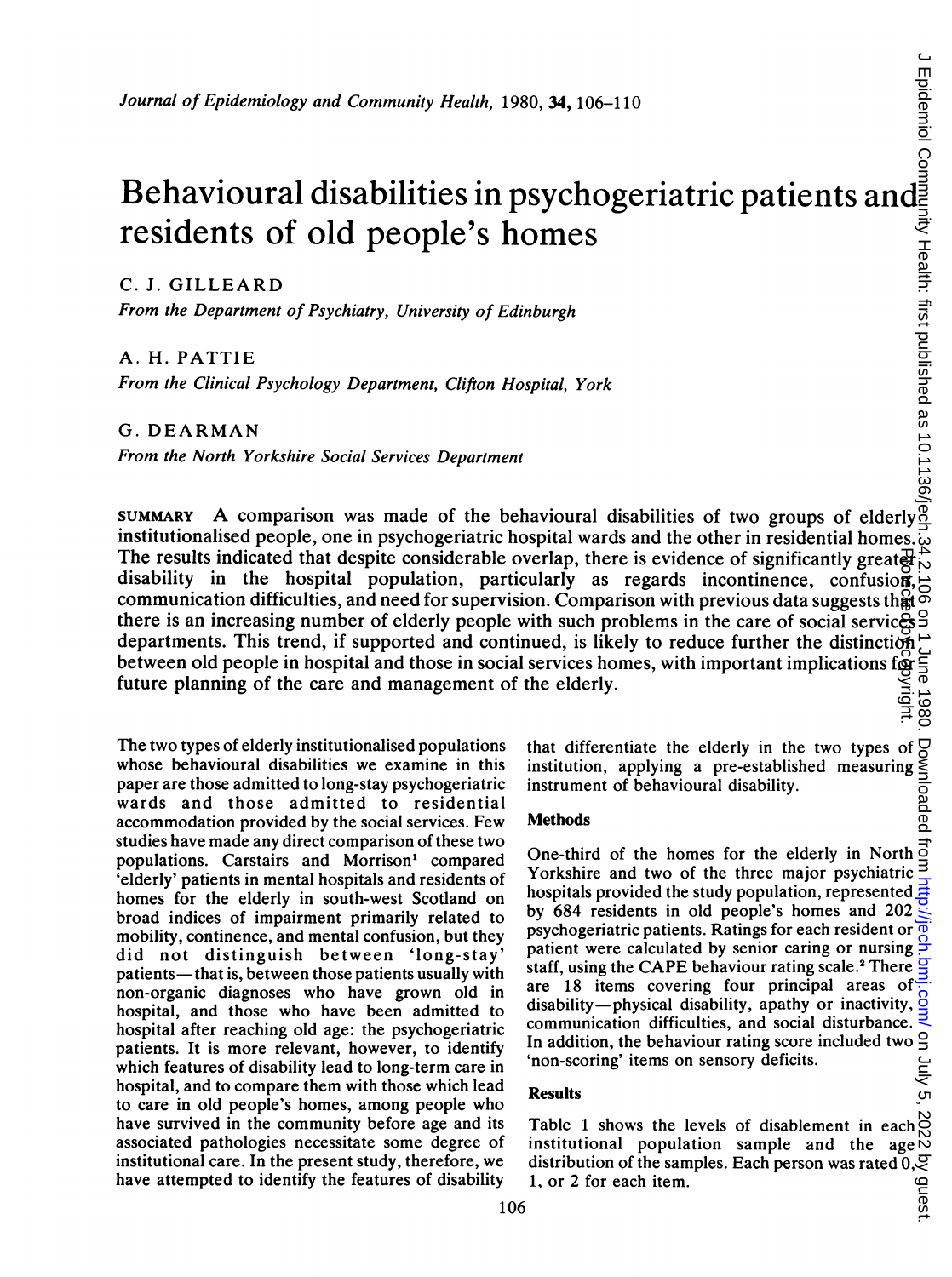# Behavioural disabilities in psychogeriatric patients and residents of old people's homes

C. J. GILLEARD

*From the Department of Psychiatry, University of Edinburgh*

A. H. PATTIE

*From the Clinical Psychology Department, Clifton Hospital, York*

G. DEARMAN

*From the North Yorkshire Social Services Department*

SUMMARY A comparison was made of the behavioural disabilities of two groups of elderly institutionalised people, one in psychogeriatric hospital wards and the other in residential homes. The results indicated that despite considerable overlap, there is evidence of significantly greater disability in the hospital population, particularly as regards incontinence, confusion, communication difficulties, and need for supervision. Comparison with previous data suggests that there is an increasing number of elderly people with such problems in the care of social services departments. This trend, if supported and continued, is likely to reduce further the distinction between old people in hospital and those in social services homes, with important implications for future planning of the care and management of the elderly.

The two types of elderly institutionalised populations whose behavioural disabilities we examine in this paper are those admitted to long-stay psychogeriatric wards and those admitted to residential accommodation provided by the social services. Few studies have made any direct comparison of these two populations. Carstairs and Morrison[1] compared 'elderly' patients in mental hospitals and residents of homes for the elderly in south-west Scotland on broad indices of impairment primarily related to mobility, continence, and mental confusion, but they did not distinguish between 'long-stay' patients—that is, between those patients usually with non-organic diagnoses who have grown old in hospital, and those who have been admitted to hospital after reaching old age: the psychogeriatric patients. It is more relevant, however, to identify which features of disability lead to long-term care in hospital, and to compare them with those which lead to care in old people's homes, among people who have survived in the community before age and its associated pathologies necessitate some degree of institutional care. In the present study, therefore, we have attempted to identify the features of disability that differentiate the elderly in the two types of institution, applying a pre-established measuring instrument of behavioural disability.

## Methods

One-third of the homes for the elderly in North Yorkshire and two of the three major psychiatric hospitals provided the study population, represented by 684 residents in old people's homes and 202 psychogeriatric patients. Ratings for each resident or patient were calculated by senior caring or nursing staff, using the CAPE behaviour rating scale.[2] There are 18 items covering four principal areas of disability—physical disability, apathy or inactivity, communication difficulties, and social disturbance. In addition, the behaviour rating score included two 'non-scoring' items on sensory deficits.

## Results

Table 1 shows the levels of disablement in each institutional population sample and the age distribution of the samples. Each person was rated 0, 1, or 2 for each item.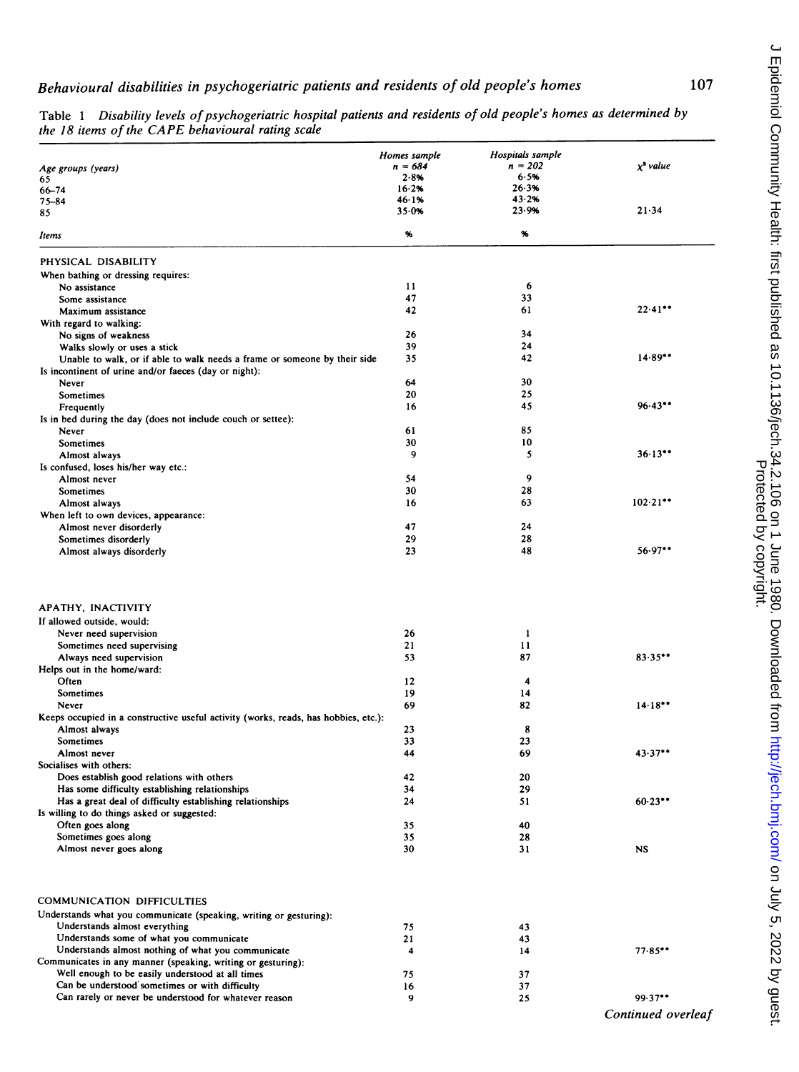Table 1 *Disability levels of psychogeriatric hospital patients and residents of old people's homes as determined by the 18 items of the CAPE behavioural rating scale*

| *Age groups (years)* | *Homes sample n = 684* | *Hospitals sample n = 202* | *$\chi^2$ value* |
|---|---|---|---|
| 65 | 2·8% | 6·5% | |
| 66–74 | 16·2% | 26·3% | |
| 75–84 | 46·1% | 43·2% | |
| 85 | 35·0% | 23·9% | 21·34 |
| ***Items*** | **%** | **%** | |
| PHYSICAL DISABILITY | | | |
| When bathing or dressing requires: | | | |
| No assistance | 11 | 6 | |
| Some assistance | 47 | 33 | |
| Maximum assistance | 42 | 61 | 22·41** |
| With regard to walking: | | | |
| No signs of weakness | 26 | 34 | |
| Walks slowly or uses a stick | 39 | 24 | |
| Unable to walk, or if able to walk needs a frame or someone by their side | 35 | 42 | 14·89** |
| Is incontinent of urine and/or faeces (day or night): | | | |
| Never | 64 | 30 | |
| Sometimes | 20 | 25 | |
| Frequently | 16 | 45 | 96·43** |
| Is in bed during the day (does not include couch or settee): | | | |
| Never | 61 | 85 | |
| Sometimes | 30 | 10 | |
| Almost always | 9 | 5 | 36·13** |
| Is confused, loses his/her way etc.: | | | |
| Almost never | 54 | 9 | |
| Sometimes | 30 | 28 | |
| Almost always | 16 | 63 | 102·21** |
| When left to own devices, appearance: | | | |
| Almost never disorderly | 47 | 24 | |
| Sometimes disorderly | 29 | 28 | |
| Almost always disorderly | 23 | 48 | 56·97** |
| APATHY, INACTIVITY | | | |
| If allowed outside, would: | | | |
| Never need supervision | 26 | 1 | |
| Sometimes need supervising | 21 | 11 | |
| Always need supervision | 53 | 87 | 83·35** |
| Helps out in the home/ward: | | | |
| Often | 12 | 4 | |
| Sometimes | 19 | 14 | |
| Never | 69 | 82 | 14·18** |
| Keeps occupied in a constructive useful activity (works, reads, has hobbies, etc.): | | | |
| Almost always | 23 | 8 | |
| Sometimes | 33 | 23 | |
| Almost never | 44 | 69 | 43·37** |
| Socialises with others: | | | |
| Does establish good relations with others | 42 | 20 | |
| Has some difficulty establishing relationships | 34 | 29 | |
| Has a great deal of difficulty establishing relationships | 24 | 51 | 60·23** |
| Is willing to do things asked or suggested: | | | |
| Often goes along | 35 | 40 | |
| Sometimes goes along | 35 | 28 | |
| Almost never goes along | 30 | 31 | NS |
| COMMUNICATION DIFFICULTIES | | | |
| Understands what you communicate (speaking, writing or gesturing): | | | |
| Understands almost everything | 75 | 43 | |
| Understands some of what you communicate | 21 | 43 | |
| Understands almost nothing of what you communicate | 4 | 14 | 77·85** |
| Communicates in any manner (speaking, writing or gesturing): | | | |
| Well enough to be easily understood at all times | 75 | 37 | |
| Can be understood sometimes or with difficulty | 16 | 37 | |
| Can rarely or never be understood for whatever reason | 9 | 25 | 99·37** |

*Continued overleaf*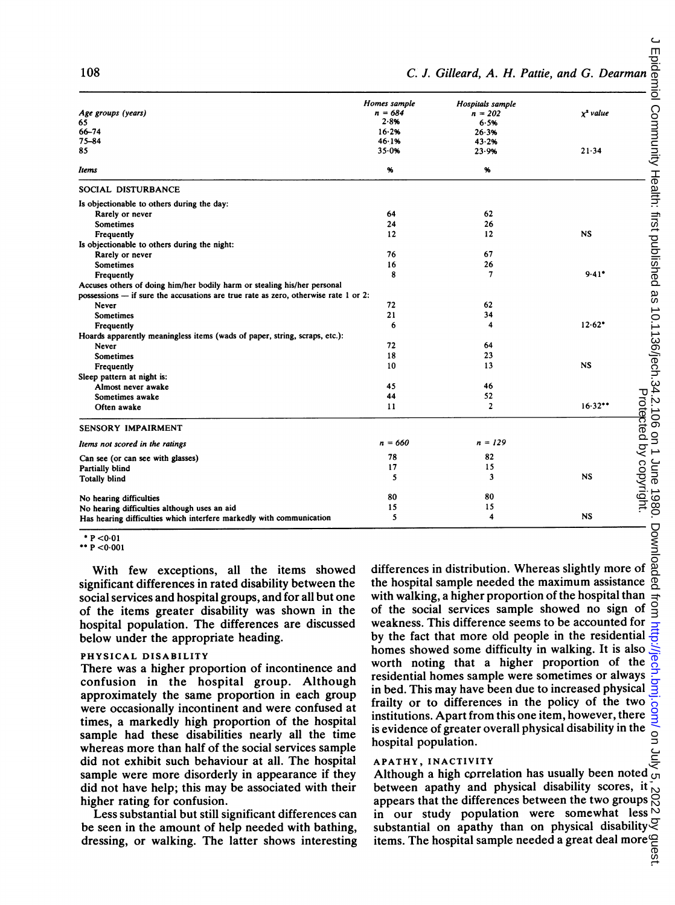| Age groups (years) | Homes sample $n = 684$ | Hospitals sample $n = 202$ | $\chi^2$ value |
|---|---|---|---|
| 65 | 2·8% | 6·5% | |
| 66–74 | 16·2% | 26·3% | |
| 75–84 | 46·1% | 43·2% | |
| 85 | 35·0% | 23·9% | 21·34 |
| *Items* | % | % | |
| SOCIAL DISTURBANCE | | | |
| Is objectionable to others during the day: | | | |
| Rarely or never | 64 | 62 | |
| Sometimes | 24 | 26 | |
| Frequently | 12 | 12 | NS |
| Is objectionable to others during the night: | | | |
| Rarely or never | 76 | 67 | |
| Sometimes | 16 | 26 | |
| Frequently | 8 | 7 | 9·41* |
| Accuses others of doing him/her bodily harm or stealing his/her personal possessions — if sure the accusations are true rate as zero, otherwise rate 1 or 2: | | | |
| Never | 72 | 62 | |
| Sometimes | 21 | 34 | |
| Frequently | 6 | 4 | 12·62* |
| Hoards apparently meaningless items (wads of paper, string, scraps, etc.): | | | |
| Never | 72 | 64 | |
| Sometimes | 18 | 23 | |
| Frequently | 10 | 13 | NS |
| Sleep pattern at night is: | | | |
| Almost never awake | 45 | 46 | |
| Sometimes awake | 44 | 52 | |
| Often awake | 11 | 2 | 16·32** |
| SENSORY IMPAIRMENT | | | |
| *Items not scored in the ratings* | $n = 660$ | $n = 129$ | |
| Can see (or can see with glasses) | 78 | 82 | |
| Partially blind | 17 | 15 | |
| Totally blind | 5 | 3 | NS |
| No hearing difficulties | 80 | 80 | |
| No hearing difficulties although uses an aid | 15 | 15 | |
| Has hearing difficulties which interfere markedly with communication | 5 | 4 | NS |

\* $P < 0·01$
\*\* $P < 0·001$

With few exceptions, all the items showed significant differences in rated disability between the social services and hospital groups, and for all but one of the items greater disability was shown in the hospital population. The differences are discussed below under the appropriate heading.

### PHYSICAL DISABILITY

There was a higher proportion of incontinence and confusion in the hospital group. Although approximately the same proportion in each group were occasionally incontinent and were confused at times, a markedly high proportion of the hospital sample had these disabilities nearly all the time whereas more than half of the social services sample did not exhibit such behaviour at all. The hospital sample were more disorderly in appearance if they did not have help; this may be associated with their higher rating for confusion.

Less substantial but still significant differences can be seen in the amount of help needed with bathing, dressing, or walking. The latter shows interesting differences in distribution. Whereas slightly more of the hospital sample needed the maximum assistance with walking, a higher proportion of the hospital than of the social services sample showed no sign of weakness. This difference seems to be accounted for by the fact that more old people in the residential homes showed some difficulty in walking. It is also worth noting that a higher proportion of the residential homes sample were sometimes or always in bed. This may have been due to increased physical frailty or to differences in the policy of the two institutions. Apart from this one item, however, there is evidence of greater overall physical disability in the hospital population.

### APATHY, INACTIVITY

Although a high correlation has usually been noted between apathy and physical disability scores, it appears that the differences between the two groups in our study population were somewhat less substantial on apathy than on physical disability items. The hospital sample needed a great deal more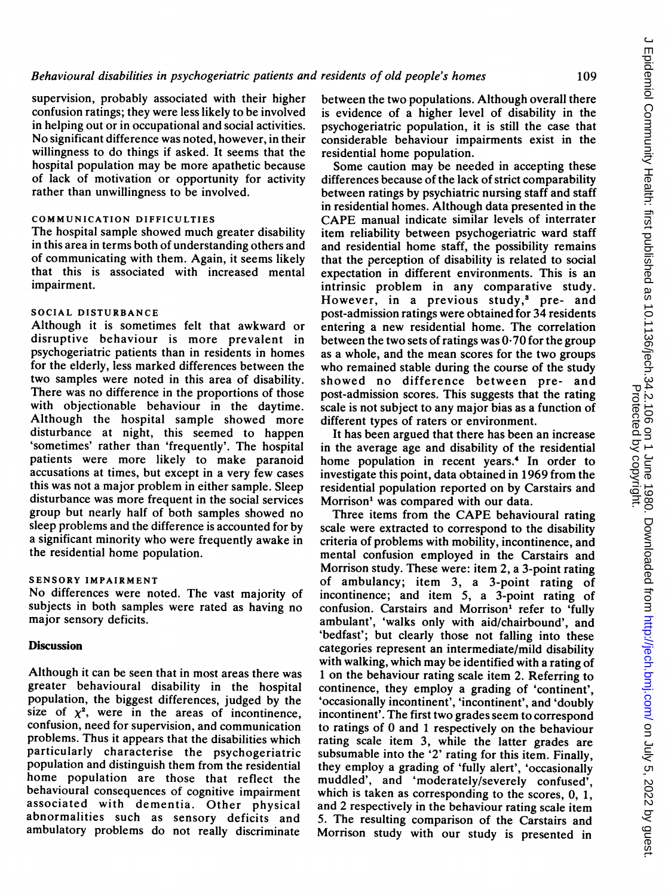supervision, probably associated with their higher confusion ratings; they were less likely to be involved in helping out or in occupational and social activities. No significant difference was noted, however, in their willingness to do things if asked. It seems that the hospital population may be more apathetic because of lack of motivation or opportunity for activity rather than unwillingness to be involved.

### COMMUNICATION DIFFICULTIES

The hospital sample showed much greater disability in this area in terms both of understanding others and of communicating with them. Again, it seems likely that this is associated with increased mental impairment.

### SOCIAL DISTURBANCE

Although it is sometimes felt that awkward or disruptive behaviour is more prevalent in psychogeriatric patients than in residents in homes for the elderly, less marked differences between the two samples were noted in this area of disability. There was no difference in the proportions of those with objectionable behaviour in the daytime. Although the hospital sample showed more disturbance at night, this seemed to happen 'sometimes' rather than 'frequently'. The hospital patients were more likely to make paranoid accusations at times, but except in a very few cases this was not a major problem in either sample. Sleep disturbance was more frequent in the social services group but nearly half of both samples showed no sleep problems and the difference is accounted for by a significant minority who were frequently awake in the residential home population.

### SENSORY IMPAIRMENT

No differences were noted. The vast majority of subjects in both samples were rated as having no major sensory deficits.

## Discussion

Although it can be seen that in most areas there was greater behavioural disability in the hospital population, the biggest differences, judged by the size of $\chi^2$, were in the areas of incontinence, confusion, need for supervision, and communication problems. Thus it appears that the disabilities which particularly characterise the psychogeriatric population and distinguish them from the residential home population are those that reflect the behavioural consequences of cognitive impairment associated with dementia. Other physical abnormalities such as sensory deficits and ambulatory problems do not really discriminate between the two populations. Although overall there is evidence of a higher level of disability in the psychogeriatric population, it is still the case that considerable behaviour impairments exist in the residential home population.

Some caution may be needed in accepting these differences because of the lack of strict comparability between ratings by psychiatric nursing staff and staff in residential homes. Although data presented in the CAPE manual indicate similar levels of interrater item reliability between psychogeriatric ward staff and residential home staff, the possibility remains that the perception of disability is related to social expectation in different environments. This is an intrinsic problem in any comparative study. However, in a previous study,[3] pre- and post-admission ratings were obtained for 34 residents entering a new residential home. The correlation between the two sets of ratings was 0·70 for the group as a whole, and the mean scores for the two groups who remained stable during the course of the study showed no difference between pre- and post-admission scores. This suggests that the rating scale is not subject to any major bias as a function of different types of raters or environment.

It has been argued that there has been an increase in the average age and disability of the residential home population in recent years.[4] In order to investigate this point, data obtained in 1969 from the residential population reported on by Carstairs and Morrison[1] was compared with our data.

Three items from the CAPE behavioural rating scale were extracted to correspond to the disability criteria of problems with mobility, incontinence, and mental confusion employed in the Carstairs and Morrison study. These were: item 2, a 3-point rating of ambulancy; item 3, a 3-point rating of incontinence; and item 5, a 3-point rating of confusion. Carstairs and Morrison[1] refer to 'fully ambulant', 'walks only with aid/chairbound', and 'bedfast'; but clearly those not falling into these categories represent an intermediate/mild disability with walking, which may be identified with a rating of 1 on the behaviour rating scale item 2. Referring to continence, they employ a grading of 'continent', 'occasionally incontinent', 'incontinent', and 'doubly incontinent'. The first two grades seem to correspond to ratings of 0 and 1 respectively on the behaviour rating scale item 3, while the latter grades are subsumable into the '2' rating for this item. Finally, they employ a grading of 'fully alert', 'occasionally muddled', and 'moderately/severely confused', which is taken as corresponding to the scores, 0, 1, and 2 respectively in the behaviour rating scale item 5. The resulting comparison of the Carstairs and Morrison study with our study is presented in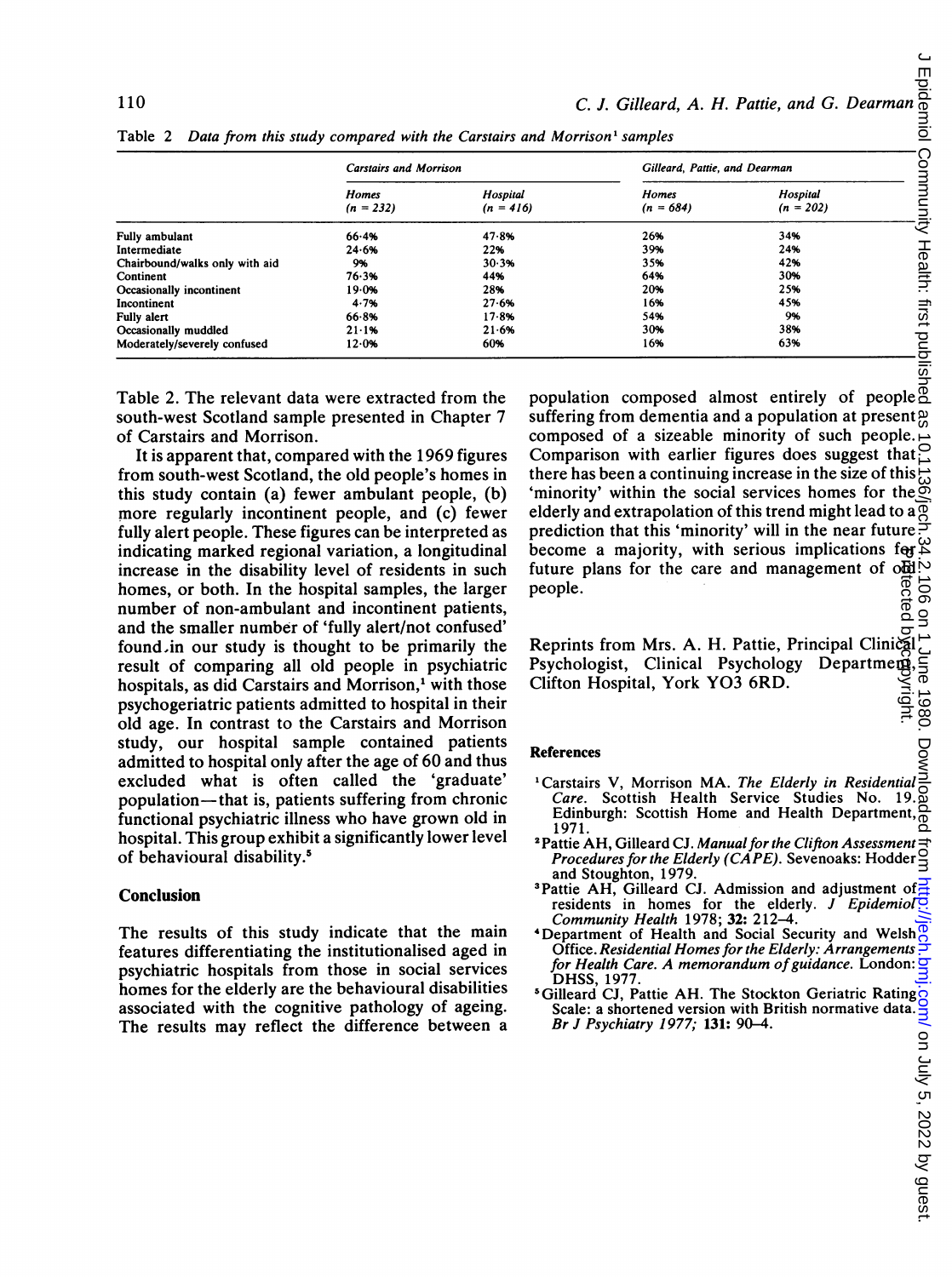Table 2 *Data from this study compared with the Carstairs and Morrison[1] samples*

| | *Carstairs and Morrison* | | *Gilleard, Pattie, and Dearman* | |
|---|---|---|---|---|
| | *Homes (n = 232)* | *Hospital (n = 416)* | *Homes (n = 684)* | *Hospital (n = 202)* |
| Fully ambulant | 66·4% | 47·8% | 26% | 34% |
| Intermediate | 24·6% | 22% | 39% | 24% |
| Chairbound/walks only with aid | 9% | 30·3% | 35% | 42% |
| Continent | 76·3% | 44% | 64% | 30% |
| Occasionally incontinent | 19·0% | 28% | 20% | 25% |
| Incontinent | 4·7% | 27·6% | 16% | 45% |
| Fully alert | 66·8% | 17·8% | 54% | 9% |
| Occasionally muddled | 21·1% | 21·6% | 30% | 38% |
| Moderately/severely confused | 12·0% | 60% | 16% | 63% |

Table 2. The relevant data were extracted from the south-west Scotland sample presented in Chapter 7 of Carstairs and Morrison.

It is apparent that, compared with the 1969 figures from south-west Scotland, the old people's homes in this study contain (a) fewer ambulant people, (b) more regularly incontinent people, and (c) fewer fully alert people. These figures can be interpreted as indicating marked regional variation, a longitudinal increase in the disability level of residents in such homes, or both. In the hospital samples, the larger number of non-ambulant and incontinent patients, and the smaller number of 'fully alert/not confused' found in our study is thought to be primarily the result of comparing all old people in psychiatric hospitals, as did Carstairs and Morrison,[1] with those psychogeriatric patients admitted to hospital in their old age. In contrast to the Carstairs and Morrison study, our hospital sample contained patients admitted to hospital only after the age of 60 and thus excluded what is often called the 'graduate' population—that is, patients suffering from chronic functional psychiatric illness who have grown old in hospital. This group exhibit a significantly lower level of behavioural disability.[5]

## Conclusion

The results of this study indicate that the main features differentiating the institutionalised aged in psychiatric hospitals from those in social services homes for the elderly are the behavioural disabilities associated with the cognitive pathology of ageing. The results may reflect the difference between a population composed almost entirely of people suffering from dementia and a population at present composed of a sizeable minority of such people. Comparison with earlier figures does suggest that there has been a continuing increase in the size of this 'minority' within the social services homes for the elderly and extrapolation of this trend might lead to a prediction that this 'minority' will in the near future become a majority, with serious implications for future plans for the care and management of old people.

Reprints from Mrs. A. H. Pattie, Principal Clinical Psychologist, Clinical Psychology Department, Clifton Hospital, York YO3 6RD.

## References

1. Carstairs V, Morrison MA. *The Elderly in Residential Care.* Scottish Health Service Studies No. 19. Edinburgh: Scottish Home and Health Department, 1971.
2. Pattie AH, Gilleard CJ. *Manual for the Clifton Assessment Procedures for the Elderly (CAPE).* Sevenoaks: Hodder and Stoughton, 1979.
3. Pattie AH, Gilleard CJ. Admission and adjustment of residents in homes for the elderly. *J Epidemiol Community Health* 1978; **32:** 212–4.
4. Department of Health and Social Security and Welsh Office. *Residential Homes for the Elderly: Arrangements for Health Care. A memorandum of guidance.* London: DHSS, 1977.
5. Gilleard CJ, Pattie AH. The Stockton Geriatric Rating Scale: a shortened version with British normative data. *Br J Psychiatry 1977;* **131:** 90–4.